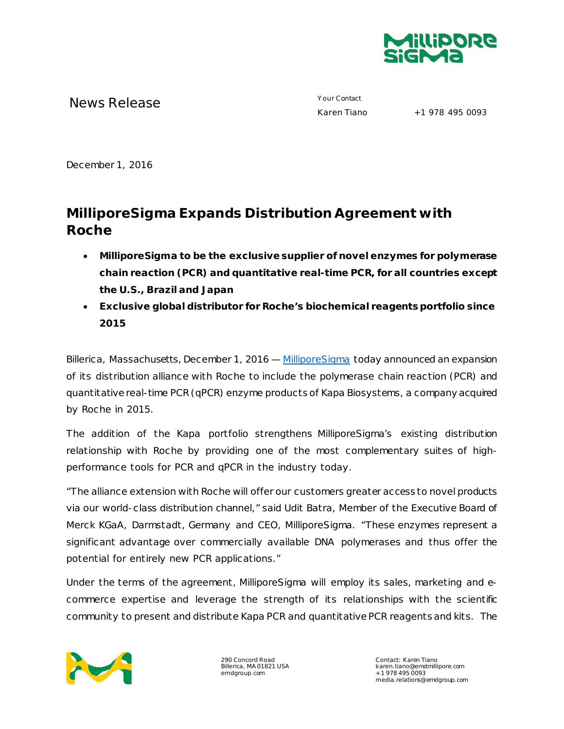News Release

Your Contact
Karen Tiano +1 978 495 0093

December 1, 2016

# MilliporeSigma Expands Distribution Agreement with Roche

- **MilliporeSigma to be the exclusive supplier of novel enzymes for polymerase chain reaction (PCR) and quantitative real-time PCR, for all countries except the U.S., Brazil and Japan**
- **Exclusive global distributor for Roche's biochemical reagents portfolio since 2015**

Billerica, Massachusetts, December 1, 2016 — [MilliporeSigma](MilliporeSigma) today announced an expansion of its distribution alliance with Roche to include the polymerase chain reaction (PCR) and quantitative real-time PCR (qPCR) enzyme products of Kapa Biosystems, a company acquired by Roche in 2015.

The addition of the Kapa portfolio strengthens MilliporeSigma's existing distribution relationship with Roche by providing one of the most complementary suites of high-performance tools for PCR and qPCR in the industry today.

"The alliance extension with Roche will offer our customers greater access to novel products via our world-class distribution channel," said Udit Batra, Member of the Executive Board of Merck KGaA, Darmstadt, Germany and CEO, MilliporeSigma. "These enzymes represent a significant advantage over commercially available DNA polymerases and thus offer the potential for entirely new PCR applications."

Under the terms of the agreement, MilliporeSigma will employ its sales, marketing and e-commerce expertise and leverage the strength of its relationships with the scientific community to present and distribute Kapa PCR and quantitative PCR reagents and kits. The

290 Concord Road
Billerica, MA 01821 USA
emdgroup.com

Contact: Karen Tiano
karen.tiano@emdmillipore.com
+1 978 495 0093
media.relations@emdgroup.com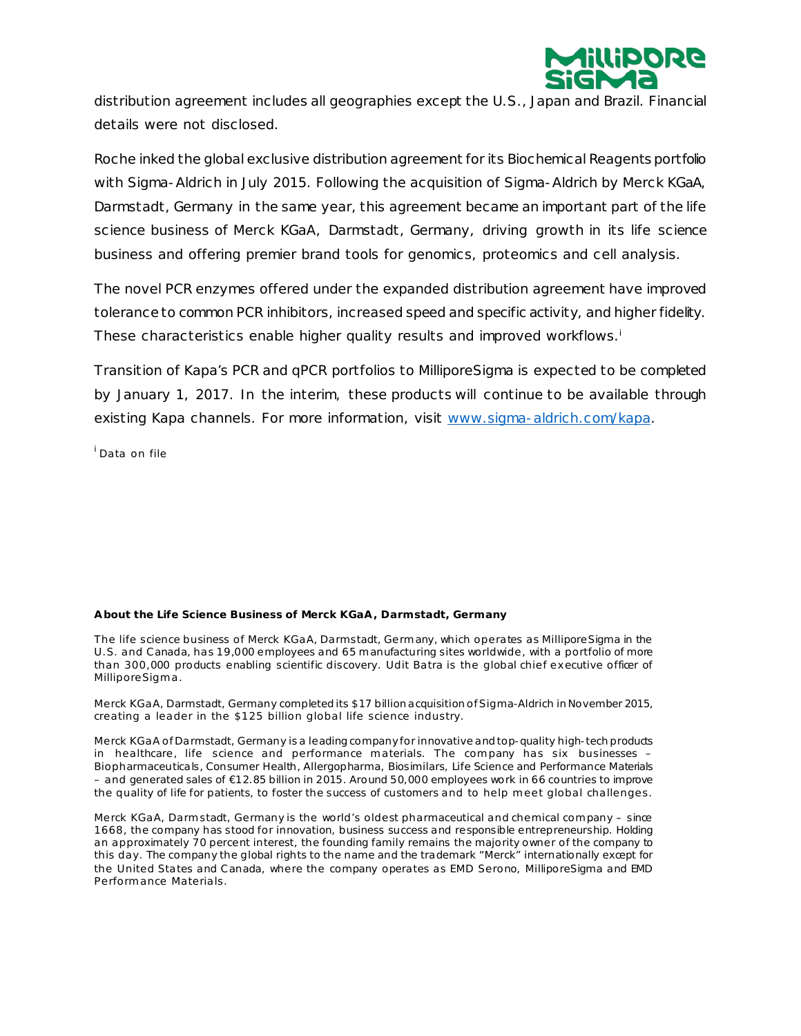distribution agreement includes all geographies except the U.S., Japan and Brazil. Financial details were not disclosed.

Roche inked the global exclusive distribution agreement for its Biochemical Reagents portfolio with Sigma-Aldrich in July 2015. Following the acquisition of Sigma-Aldrich by Merck KGaA, Darmstadt, Germany in the same year, this agreement became an important part of the life science business of Merck KGaA, Darmstadt, Germany, driving growth in its life science business and offering premier brand tools for genomics, proteomics and cell analysis.

The novel PCR enzymes offered under the expanded distribution agreement have improved tolerance to common PCR inhibitors, increased speed and specific activity, and higher fidelity. These characteristics enable higher quality results and improved workflows.[i]

Transition of Kapa's PCR and qPCR portfolios to MilliporeSigma is expected to be completed by January 1, 2017. In the interim, these products will continue to be available through existing Kapa channels. For more information, visit www.sigma-aldrich.com/kapa.

[i] Data on file

**About the Life Science Business of Merck KGaA, Darmstadt, Germany**

The life science business of Merck KGaA, Darmstadt, Germany, which operates as MilliporeSigma in the U.S. and Canada, has 19,000 employees and 65 manufacturing sites worldwide, with a portfolio of more than 300,000 products enabling scientific discovery. Udit Batra is the global chief executive officer of MilliporeSigma.

Merck KGaA, Darmstadt, Germany completed its $17 billion acquisition of Sigma-Aldrich in November 2015, creating a leader in the $125 billion global life science industry.

Merck KGaA of Darmstadt, Germany is a leading company for innovative and top-quality high-tech products in healthcare, life science and performance materials. The company has six businesses – Biopharmaceuticals, Consumer Health, Allergopharma, Biosimilars, Life Science and Performance Materials – and generated sales of €12.85 billion in 2015. Around 50,000 employees work in 66 countries to improve the quality of life for patients, to foster the success of customers and to help meet global challenges.

Merck KGaA, Darmstadt, Germany is the world's oldest pharmaceutical and chemical company – since 1668, the company has stood for innovation, business success and responsible entrepreneurship. Holding an approximately 70 percent interest, the founding family remains the majority owner of the company to this day. The company the global rights to the name and the trademark "Merck" internationally except for the United States and Canada, where the company operates as EMD Serono, MilliporeSigma and EMD Performance Materials.